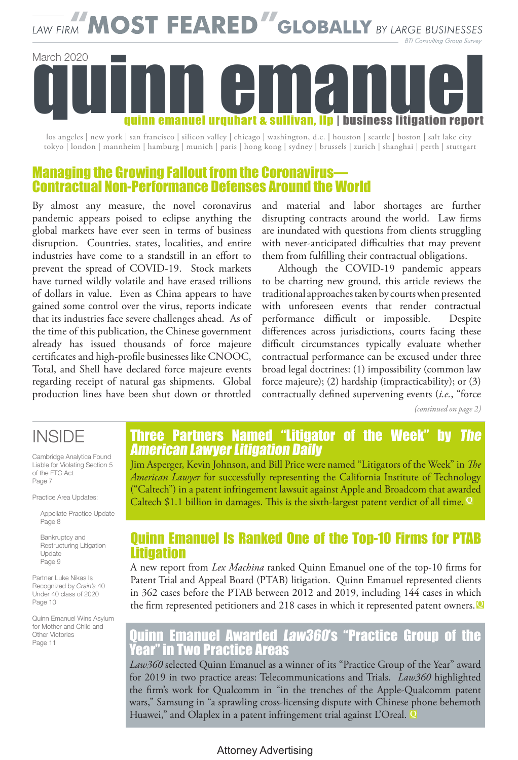LAW FIRM **"MOST FEARED" GLOBALLY** BY LARGE BUSINESSES

*BTI Consulting Group Survey*

March 2020

# quinn emanuel

**quinn emanuel urquhart & sullivan, llp | business litigation report**

los angeles | new york | san francisco | silicon valley | chicago | washington, d.c. | houston | seattle | boston | salt lake city
tokyo | london | mannheim | hamburg | munich | paris | hong kong | sydney | brussels | zurich | shanghai | perth | stuttgart

## Managing the Growing Fallout from the Coronavirus—Contractual Non-Performance Defenses Around the World

By almost any measure, the novel coronavirus pandemic appears poised to eclipse anything the global markets have ever seen in terms of business disruption. Countries, states, localities, and entire industries have come to a standstill in an effort to prevent the spread of COVID-19. Stock markets have turned wildly volatile and have erased trillions of dollars in value. Even as China appears to have gained some control over the virus, reports indicate that its industries face severe challenges ahead. As of the time of this publication, the Chinese government already has issued thousands of force majeure certificates and high-profile businesses like CNOOC, Total, and Shell have declared force majeure events regarding receipt of natural gas shipments. Global production lines have been shut down or throttled and material and labor shortages are further disrupting contracts around the world. Law firms are inundated with questions from clients struggling with never-anticipated difficulties that may prevent them from fulfilling their contractual obligations.

Although the COVID-19 pandemic appears to be charting new ground, this article reviews the traditional approaches taken by courts when presented with unforeseen events that render contractual performance difficult or impossible. Despite differences across jurisdictions, courts facing these difficult circumstances typically evaluate whether contractual performance can be excused under three broad legal doctrines: (1) impossibility (common law force majeure); (2) hardship (impracticability); or (3) contractually defined supervening events (*i.e.*, "force

*(continued on page 2)*

## INSIDE

Cambridge Analytica Found Liable for Violating Section 5 of the FTC Act
Page 7

Practice Area Updates:

- Appellate Practice Update
  Page 8
- Bankruptcy and Restructuring Litigation Update
  Page 9

Partner Luke Nikas Is Recognized by *Crain's* 40 Under 40 class of 2020
Page 10

Quinn Emanuel Wins Asylum for Mother and Child and Other Victories
Page 11

## Three Partners Named "Litigator of the Week" by *The American Lawyer Litigation Daily*

Jim Asperger, Kevin Johnson, and Bill Price were named "Litigators of the Week" in *The American Lawyer* for successfully representing the California Institute of Technology ("Caltech") in a patent infringement lawsuit against Apple and Broadcom that awarded Caltech $1.1 billion in damages. This is the sixth-largest patent verdict of all time. **Q**

## Quinn Emanuel Is Ranked One of the Top-10 Firms for PTAB Litigation

A new report from *Lex Machina* ranked Quinn Emanuel one of the top-10 firms for Patent Trial and Appeal Board (PTAB) litigation. Quinn Emanuel represented clients in 362 cases before the PTAB between 2012 and 2019, including 144 cases in which the firm represented petitioners and 218 cases in which it represented patent owners. **Q**

## Quinn Emanuel Awarded *Law360*'s "Practice Group of the Year" in Two Practice Areas

*Law360* selected Quinn Emanuel as a winner of its "Practice Group of the Year" award for 2019 in two practice areas: Telecommunications and Trials. *Law360* highlighted the firm's work for Qualcomm in "in the trenches of the Apple-Qualcomm patent wars," Samsung in "a sprawling cross-licensing dispute with Chinese phone behemoth Huawei," and Olaplex in a patent infringement trial against L'Oreal. **Q**

Attorney Advertising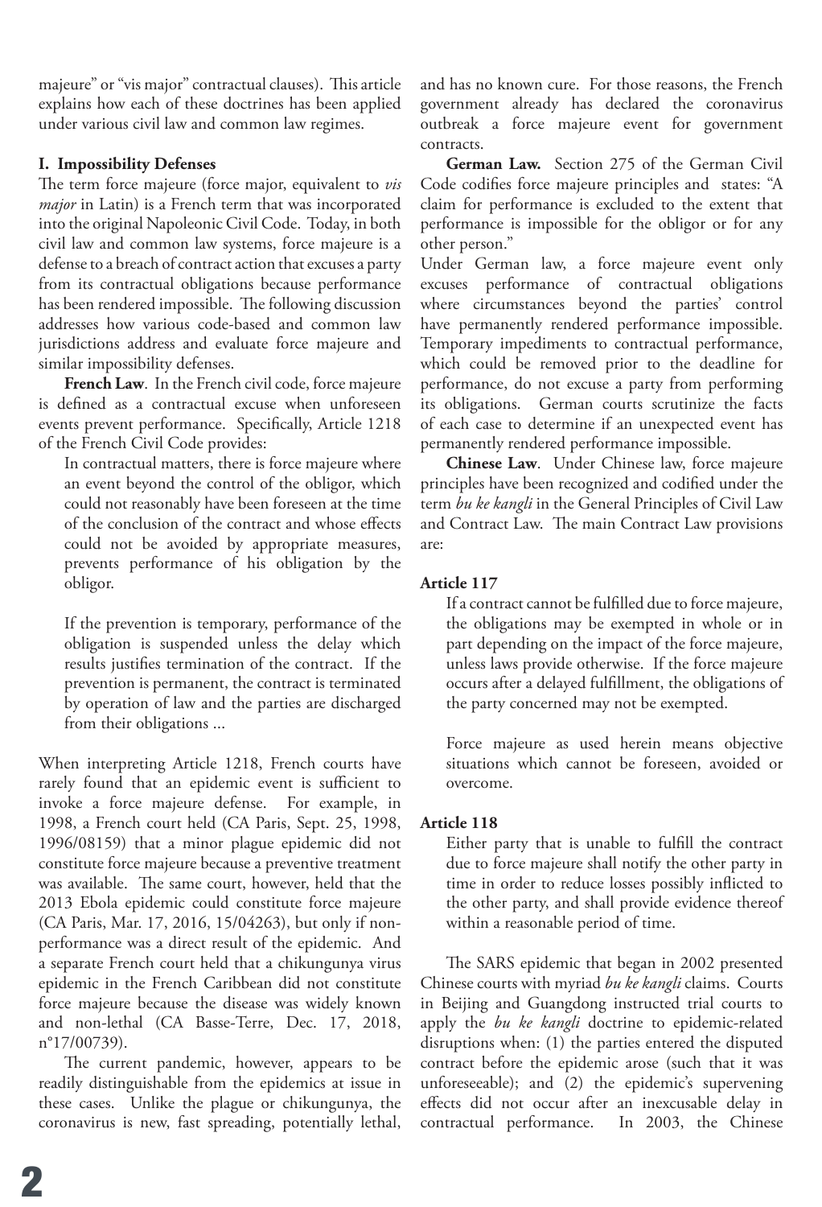majeure" or "vis major" contractual clauses). This article explains how each of these doctrines has been applied under various civil law and common law regimes.

**I. Impossibility Defenses**

The term force majeure (force major, equivalent to *vis major* in Latin) is a French term that was incorporated into the original Napoleonic Civil Code. Today, in both civil law and common law systems, force majeure is a defense to a breach of contract action that excuses a party from its contractual obligations because performance has been rendered impossible. The following discussion addresses how various code-based and common law jurisdictions address and evaluate force majeure and similar impossibility defenses.

**French Law**. In the French civil code, force majeure is defined as a contractual excuse when unforeseen events prevent performance. Specifically, Article 1218 of the French Civil Code provides:

> In contractual matters, there is force majeure where an event beyond the control of the obligor, which could not reasonably have been foreseen at the time of the conclusion of the contract and whose effects could not be avoided by appropriate measures, prevents performance of his obligation by the obligor.
>
> If the prevention is temporary, performance of the obligation is suspended unless the delay which results justifies termination of the contract. If the prevention is permanent, the contract is terminated by operation of law and the parties are discharged from their obligations ...

When interpreting Article 1218, French courts have rarely found that an epidemic event is sufficient to invoke a force majeure defense. For example, in 1998, a French court held (CA Paris, Sept. 25, 1998, 1996/08159) that a minor plague epidemic did not constitute force majeure because a preventive treatment was available. The same court, however, held that the 2013 Ebola epidemic could constitute force majeure (CA Paris, Mar. 17, 2016, 15/04263), but only if non-performance was a direct result of the epidemic. And a separate French court held that a chikungunya virus epidemic in the French Caribbean did not constitute force majeure because the disease was widely known and non-lethal (CA Basse-Terre, Dec. 17, 2018, n°17/00739).

The current pandemic, however, appears to be readily distinguishable from the epidemics at issue in these cases. Unlike the plague or chikungunya, the coronavirus is new, fast spreading, potentially lethal, and has no known cure. For those reasons, the French government already has declared the coronavirus outbreak a force majeure event for government contracts.

**German Law.** Section 275 of the German Civil Code codifies force majeure principles and states: "A claim for performance is excluded to the extent that performance is impossible for the obligor or for any other person."

Under German law, a force majeure event only excuses performance of contractual obligations where circumstances beyond the parties' control have permanently rendered performance impossible. Temporary impediments to contractual performance, which could be removed prior to the deadline for performance, do not excuse a party from performing its obligations. German courts scrutinize the facts of each case to determine if an unexpected event has permanently rendered performance impossible.

**Chinese Law**. Under Chinese law, force majeure principles have been recognized and codified under the term *bu ke kangli* in the General Principles of Civil Law and Contract Law. The main Contract Law provisions are:

**Article 117**

> If a contract cannot be fulfilled due to force majeure, the obligations may be exempted in whole or in part depending on the impact of the force majeure, unless laws provide otherwise. If the force majeure occurs after a delayed fulfillment, the obligations of the party concerned may not be exempted.
>
> Force majeure as used herein means objective situations which cannot be foreseen, avoided or overcome.

**Article 118**

> Either party that is unable to fulfill the contract due to force majeure shall notify the other party in time in order to reduce losses possibly inflicted to the other party, and shall provide evidence thereof within a reasonable period of time.

The SARS epidemic that began in 2002 presented Chinese courts with myriad *bu ke kangli* claims. Courts in Beijing and Guangdong instructed trial courts to apply the *bu ke kangli* doctrine to epidemic-related disruptions when: (1) the parties entered the disputed contract before the epidemic arose (such that it was unforeseeable); and (2) the epidemic's supervening effects did not occur after an inexcusable delay in contractual performance. In 2003, the Chinese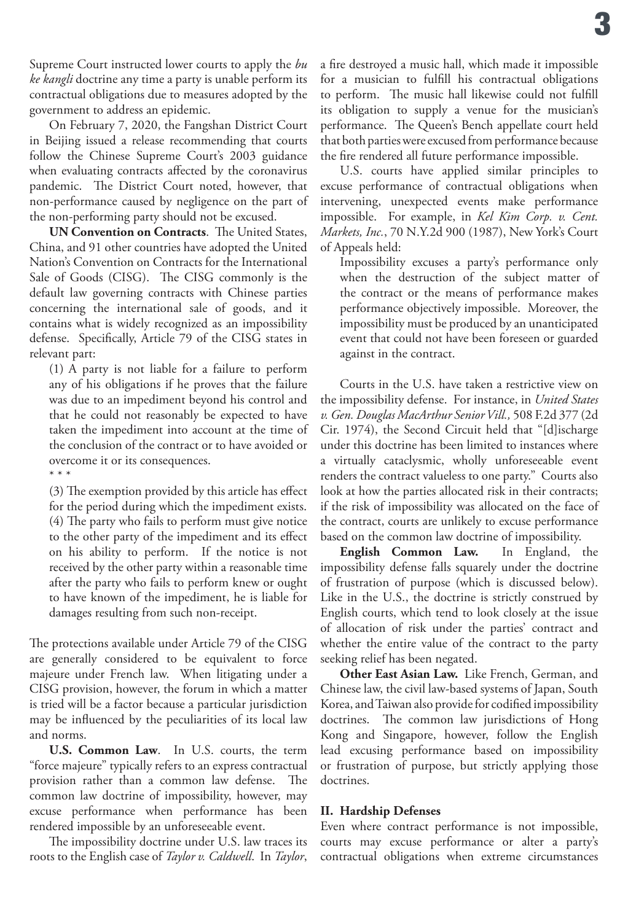Supreme Court instructed lower courts to apply the *bu ke kangli* doctrine any time a party is unable perform its contractual obligations due to measures adopted by the government to address an epidemic.

On February 7, 2020, the Fangshan District Court in Beijing issued a release recommending that courts follow the Chinese Supreme Court's 2003 guidance when evaluating contracts affected by the coronavirus pandemic. The District Court noted, however, that non-performance caused by negligence on the part of the non-performing party should not be excused.

**UN Convention on Contracts**. The United States, China, and 91 other countries have adopted the United Nation's Convention on Contracts for the International Sale of Goods (CISG). The CISG commonly is the default law governing contracts with Chinese parties concerning the international sale of goods, and it contains what is widely recognized as an impossibility defense. Specifically, Article 79 of the CISG states in relevant part:

> (1) A party is not liable for a failure to perform any of his obligations if he proves that the failure was due to an impediment beyond his control and that he could not reasonably be expected to have taken the impediment into account at the time of the conclusion of the contract or to have avoided or overcome it or its consequences.
>
> * * *
>
> (3) The exemption provided by this article has effect for the period during which the impediment exists.
>
> (4) The party who fails to perform must give notice to the other party of the impediment and its effect on his ability to perform. If the notice is not received by the other party within a reasonable time after the party who fails to perform knew or ought to have known of the impediment, he is liable for damages resulting from such non-receipt.

The protections available under Article 79 of the CISG are generally considered to be equivalent to force majeure under French law. When litigating under a CISG provision, however, the forum in which a matter is tried will be a factor because a particular jurisdiction may be influenced by the peculiarities of its local law and norms.

**U.S. Common Law**. In U.S. courts, the term "force majeure" typically refers to an express contractual provision rather than a common law defense. The common law doctrine of impossibility, however, may excuse performance when performance has been rendered impossible by an unforeseeable event.

The impossibility doctrine under U.S. law traces its roots to the English case of *Taylor v. Caldwell*. In *Taylor*, a fire destroyed a music hall, which made it impossible for a musician to fulfill his contractual obligations to perform. The music hall likewise could not fulfill its obligation to supply a venue for the musician's performance. The Queen's Bench appellate court held that both parties were excused from performance because the fire rendered all future performance impossible.

U.S. courts have applied similar principles to excuse performance of contractual obligations when intervening, unexpected events make performance impossible. For example, in *Kel Kim Corp. v. Cent. Markets, Inc.*, 70 N.Y.2d 900 (1987), New York's Court of Appeals held:

> Impossibility excuses a party's performance only when the destruction of the subject matter of the contract or the means of performance makes performance objectively impossible. Moreover, the impossibility must be produced by an unanticipated event that could not have been foreseen or guarded against in the contract.

Courts in the U.S. have taken a restrictive view on the impossibility defense. For instance, in *United States v. Gen. Douglas MacArthur Senior Vill.,* 508 F.2d 377 (2d Cir. 1974), the Second Circuit held that "[d]ischarge under this doctrine has been limited to instances where a virtually cataclysmic, wholly unforeseeable event renders the contract valueless to one party." Courts also look at how the parties allocated risk in their contracts; if the risk of impossibility was allocated on the face of the contract, courts are unlikely to excuse performance based on the common law doctrine of impossibility.

**English Common Law.** In England, the impossibility defense falls squarely under the doctrine of frustration of purpose (which is discussed below). Like in the U.S., the doctrine is strictly construed by English courts, which tend to look closely at the issue of allocation of risk under the parties' contract and whether the entire value of the contract to the party seeking relief has been negated.

**Other East Asian Law.** Like French, German, and Chinese law, the civil law-based systems of Japan, South Korea, and Taiwan also provide for codified impossibility doctrines. The common law jurisdictions of Hong Kong and Singapore, however, follow the English lead excusing performance based on impossibility or frustration of purpose, but strictly applying those doctrines.

## II. Hardship Defenses

Even where contract performance is not impossible, courts may excuse performance or alter a party's contractual obligations when extreme circumstances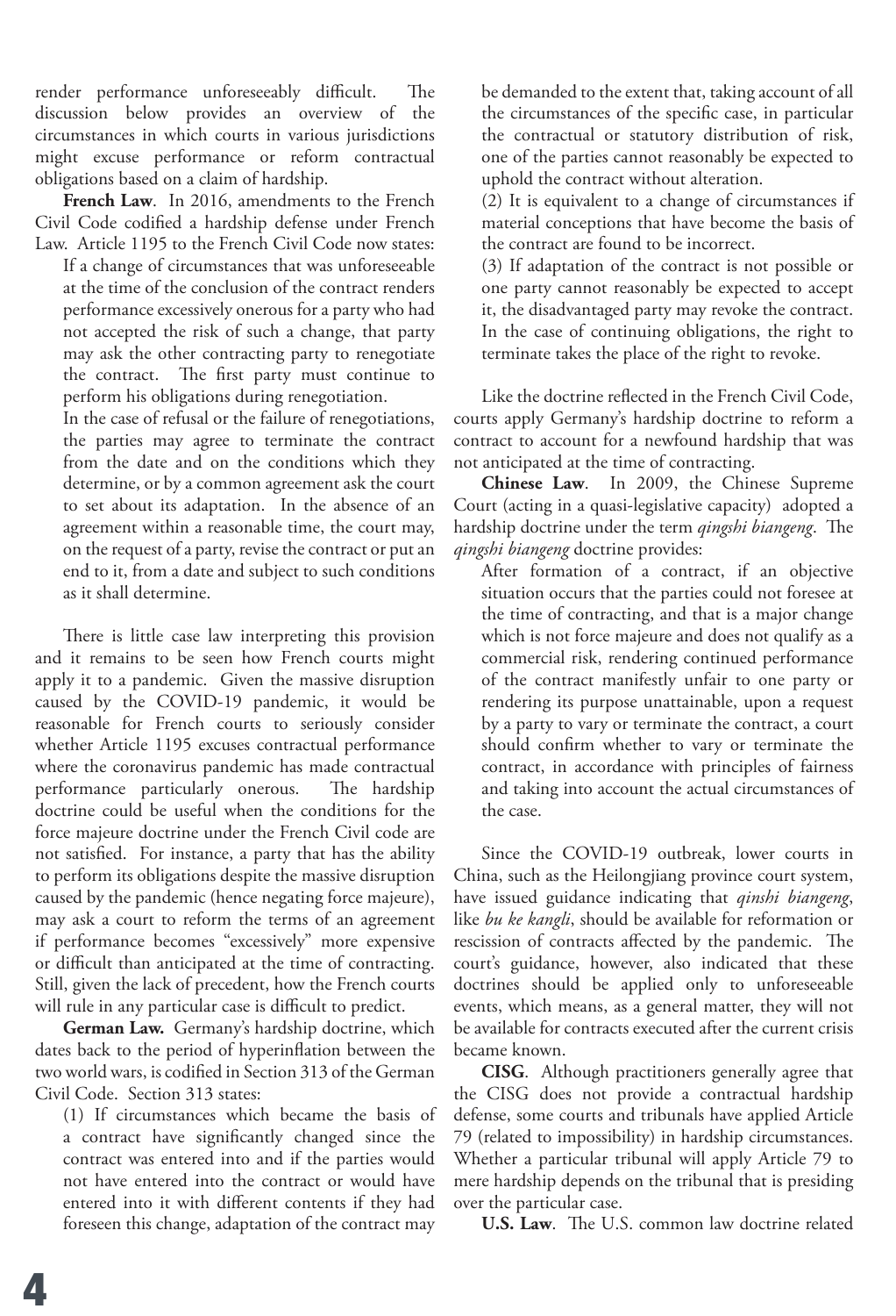render performance unforeseeably difficult. The discussion below provides an overview of the circumstances in which courts in various jurisdictions might excuse performance or reform contractual obligations based on a claim of hardship.

**French Law**. In 2016, amendments to the French Civil Code codified a hardship defense under French Law. Article 1195 to the French Civil Code now states:

> If a change of circumstances that was unforeseeable at the time of the conclusion of the contract renders performance excessively onerous for a party who had not accepted the risk of such a change, that party may ask the other contracting party to renegotiate the contract. The first party must continue to perform his obligations during renegotiation.
>
> In the case of refusal or the failure of renegotiations, the parties may agree to terminate the contract from the date and on the conditions which they determine, or by a common agreement ask the court to set about its adaptation. In the absence of an agreement within a reasonable time, the court may, on the request of a party, revise the contract or put an end to it, from a date and subject to such conditions as it shall determine.

There is little case law interpreting this provision and it remains to be seen how French courts might apply it to a pandemic. Given the massive disruption caused by the COVID-19 pandemic, it would be reasonable for French courts to seriously consider whether Article 1195 excuses contractual performance where the coronavirus pandemic has made contractual performance particularly onerous. The hardship doctrine could be useful when the conditions for the force majeure doctrine under the French Civil code are not satisfied. For instance, a party that has the ability to perform its obligations despite the massive disruption caused by the pandemic (hence negating force majeure), may ask a court to reform the terms of an agreement if performance becomes "excessively" more expensive or difficult than anticipated at the time of contracting. Still, given the lack of precedent, how the French courts will rule in any particular case is difficult to predict.

**German Law.** Germany's hardship doctrine, which dates back to the period of hyperinflation between the two world wars, is codified in Section 313 of the German Civil Code. Section 313 states:

> (1) If circumstances which became the basis of a contract have significantly changed since the contract was entered into and if the parties would not have entered into the contract or would have entered into it with different contents if they had foreseen this change, adaptation of the contract may be demanded to the extent that, taking account of all the circumstances of the specific case, in particular the contractual or statutory distribution of risk, one of the parties cannot reasonably be expected to uphold the contract without alteration.
>
> (2) It is equivalent to a change of circumstances if material conceptions that have become the basis of the contract are found to be incorrect.
>
> (3) If adaptation of the contract is not possible or one party cannot reasonably be expected to accept it, the disadvantaged party may revoke the contract. In the case of continuing obligations, the right to terminate takes the place of the right to revoke.

Like the doctrine reflected in the French Civil Code, courts apply Germany's hardship doctrine to reform a contract to account for a newfound hardship that was not anticipated at the time of contracting.

**Chinese Law**. In 2009, the Chinese Supreme Court (acting in a quasi-legislative capacity) adopted a hardship doctrine under the term *qingshi biangeng*. The *qingshi biangeng* doctrine provides:

> After formation of a contract, if an objective situation occurs that the parties could not foresee at the time of contracting, and that is a major change which is not force majeure and does not qualify as a commercial risk, rendering continued performance of the contract manifestly unfair to one party or rendering its purpose unattainable, upon a request by a party to vary or terminate the contract, a court should confirm whether to vary or terminate the contract, in accordance with principles of fairness and taking into account the actual circumstances of the case.

Since the COVID-19 outbreak, lower courts in China, such as the Heilongjiang province court system, have issued guidance indicating that *qinshi biangeng*, like *bu ke kangli*, should be available for reformation or rescission of contracts affected by the pandemic. The court's guidance, however, also indicated that these doctrines should be applied only to unforeseeable events, which means, as a general matter, they will not be available for contracts executed after the current crisis became known.

**CISG**. Although practitioners generally agree that the CISG does not provide a contractual hardship defense, some courts and tribunals have applied Article 79 (related to impossibility) in hardship circumstances. Whether a particular tribunal will apply Article 79 to mere hardship depends on the tribunal that is presiding over the particular case.

**U.S. Law**. The U.S. common law doctrine related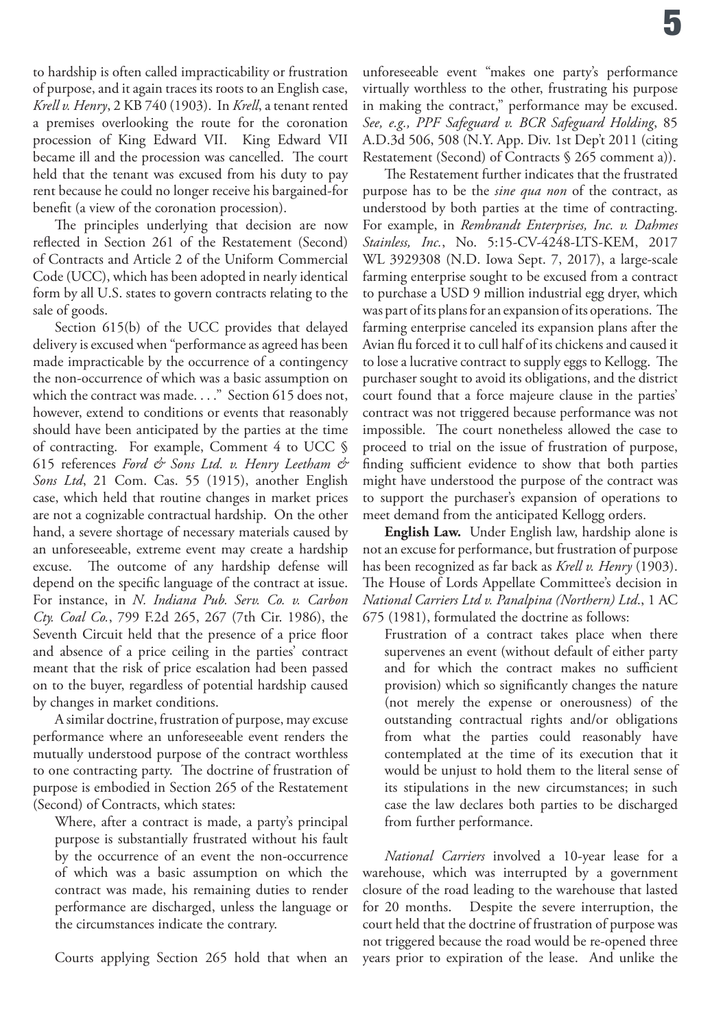to hardship is often called impracticability or frustration of purpose, and it again traces its roots to an English case, *Krell v. Henry*, 2 KB 740 (1903). In *Krell*, a tenant rented a premises overlooking the route for the coronation procession of King Edward VII. King Edward VII became ill and the procession was cancelled. The court held that the tenant was excused from his duty to pay rent because he could no longer receive his bargained-for benefit (a view of the coronation procession).

The principles underlying that decision are now reflected in Section 261 of the Restatement (Second) of Contracts and Article 2 of the Uniform Commercial Code (UCC), which has been adopted in nearly identical form by all U.S. states to govern contracts relating to the sale of goods.

Section 615(b) of the UCC provides that delayed delivery is excused when "performance as agreed has been made impracticable by the occurrence of a contingency the non-occurrence of which was a basic assumption on which the contract was made. . . ." Section 615 does not, however, extend to conditions or events that reasonably should have been anticipated by the parties at the time of contracting. For example, Comment 4 to UCC § 615 references *Ford & Sons Ltd. v. Henry Leetham & Sons Ltd*, 21 Com. Cas. 55 (1915), another English case, which held that routine changes in market prices are not a cognizable contractual hardship. On the other hand, a severe shortage of necessary materials caused by an unforeseeable, extreme event may create a hardship excuse. The outcome of any hardship defense will depend on the specific language of the contract at issue. For instance, in *N. Indiana Pub. Serv. Co. v. Carbon Cty. Coal Co.*, 799 F.2d 265, 267 (7th Cir. 1986), the Seventh Circuit held that the presence of a price floor and absence of a price ceiling in the parties' contract meant that the risk of price escalation had been passed on to the buyer, regardless of potential hardship caused by changes in market conditions.

A similar doctrine, frustration of purpose, may excuse performance where an unforeseeable event renders the mutually understood purpose of the contract worthless to one contracting party. The doctrine of frustration of purpose is embodied in Section 265 of the Restatement (Second) of Contracts, which states:

> Where, after a contract is made, a party's principal purpose is substantially frustrated without his fault by the occurrence of an event the non-occurrence of which was a basic assumption on which the contract was made, his remaining duties to render performance are discharged, unless the language or the circumstances indicate the contrary.

Courts applying Section 265 hold that when an unforeseeable event "makes one party's performance virtually worthless to the other, frustrating his purpose in making the contract," performance may be excused. *See, e.g., PPF Safeguard v. BCR Safeguard Holding*, 85 A.D.3d 506, 508 (N.Y. App. Div. 1st Dep't 2011 (citing Restatement (Second) of Contracts § 265 comment a)).

The Restatement further indicates that the frustrated purpose has to be the *sine qua non* of the contract, as understood by both parties at the time of contracting. For example, in *Rembrandt Enterprises, Inc. v. Dahmes Stainless, Inc.*, No. 5:15-CV-4248-LTS-KEM, 2017 WL 3929308 (N.D. Iowa Sept. 7, 2017), a large-scale farming enterprise sought to be excused from a contract to purchase a USD 9 million industrial egg dryer, which was part of its plans for an expansion of its operations. The farming enterprise canceled its expansion plans after the Avian flu forced it to cull half of its chickens and caused it to lose a lucrative contract to supply eggs to Kellogg. The purchaser sought to avoid its obligations, and the district court found that a force majeure clause in the parties' contract was not triggered because performance was not impossible. The court nonetheless allowed the case to proceed to trial on the issue of frustration of purpose, finding sufficient evidence to show that both parties might have understood the purpose of the contract was to support the purchaser's expansion of operations to meet demand from the anticipated Kellogg orders.

**English Law.** Under English law, hardship alone is not an excuse for performance, but frustration of purpose has been recognized as far back as *Krell v. Henry* (1903). The House of Lords Appellate Committee's decision in *National Carriers Ltd v. Panalpina (Northern) Ltd.*, 1 AC 675 (1981), formulated the doctrine as follows:

> Frustration of a contract takes place when there supervenes an event (without default of either party and for which the contract makes no sufficient provision) which so significantly changes the nature (not merely the expense or onerousness) of the outstanding contractual rights and/or obligations from what the parties could reasonably have contemplated at the time of its execution that it would be unjust to hold them to the literal sense of its stipulations in the new circumstances; in such case the law declares both parties to be discharged from further performance.

*National Carriers* involved a 10-year lease for a warehouse, which was interrupted by a government closure of the road leading to the warehouse that lasted for 20 months. Despite the severe interruption, the court held that the doctrine of frustration of purpose was not triggered because the road would be re-opened three years prior to expiration of the lease. And unlike the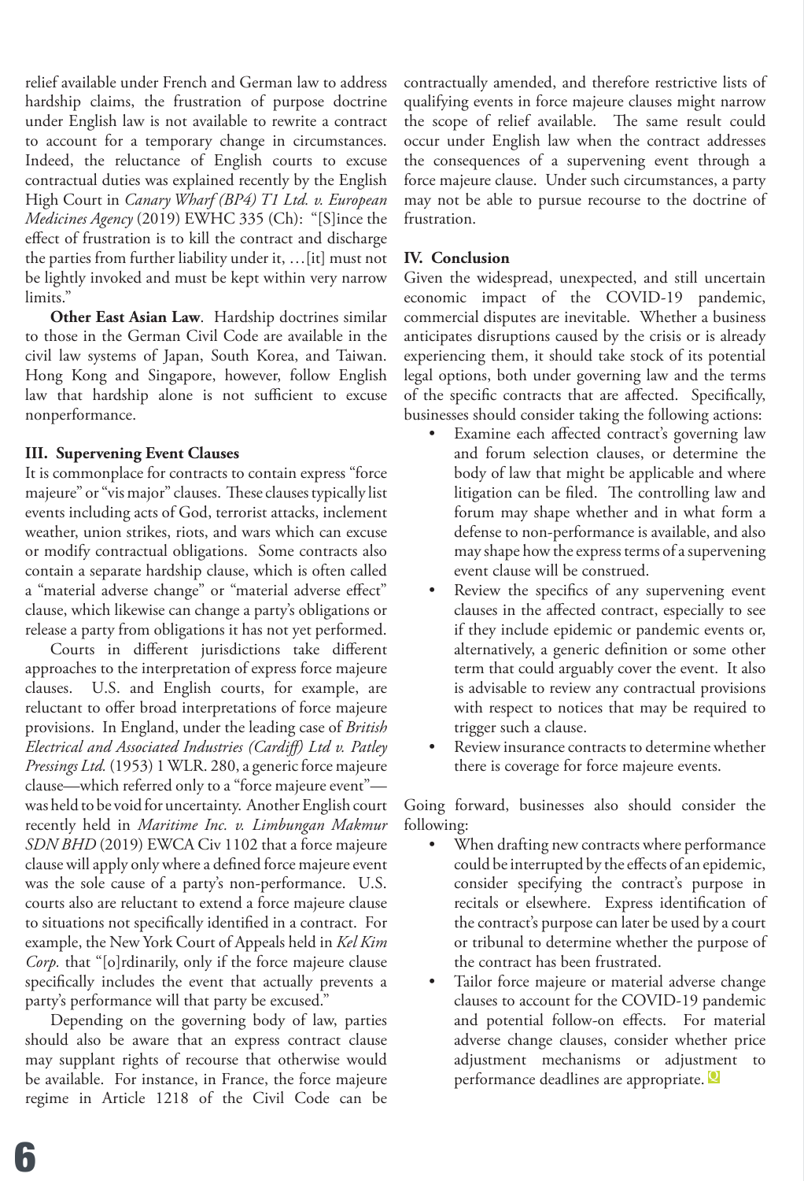relief available under French and German law to address hardship claims, the frustration of purpose doctrine under English law is not available to rewrite a contract to account for a temporary change in circumstances. Indeed, the reluctance of English courts to excuse contractual duties was explained recently by the English High Court in *Canary Wharf (BP4) T1 Ltd. v. European Medicines Agency* (2019) EWHC 335 (Ch): "[S]ince the effect of frustration is to kill the contract and discharge the parties from further liability under it, …[it] must not be lightly invoked and must be kept within very narrow limits."

**Other East Asian Law**. Hardship doctrines similar to those in the German Civil Code are available in the civil law systems of Japan, South Korea, and Taiwan. Hong Kong and Singapore, however, follow English law that hardship alone is not sufficient to excuse nonperformance.

### III. Supervening Event Clauses

It is commonplace for contracts to contain express "force majeure" or "vis major" clauses. These clauses typically list events including acts of God, terrorist attacks, inclement weather, union strikes, riots, and wars which can excuse or modify contractual obligations. Some contracts also contain a separate hardship clause, which is often called a "material adverse change" or "material adverse effect" clause, which likewise can change a party's obligations or release a party from obligations it has not yet performed.

Courts in different jurisdictions take different approaches to the interpretation of express force majeure clauses. U.S. and English courts, for example, are reluctant to offer broad interpretations of force majeure provisions. In England, under the leading case of *British Electrical and Associated Industries (Cardiff) Ltd v. Patley Pressings Ltd.* (1953) 1 WLR. 280, a generic force majeure clause—which referred only to a "force majeure event"—was held to be void for uncertainty. Another English court recently held in *Maritime Inc. v. Limbungan Makmur SDN BHD* (2019) EWCA Civ 1102 that a force majeure clause will apply only where a defined force majeure event was the sole cause of a party's non-performance. U.S. courts also are reluctant to extend a force majeure clause to situations not specifically identified in a contract. For example, the New York Court of Appeals held in *Kel Kim Corp.* that "[o]rdinarily, only if the force majeure clause specifically includes the event that actually prevents a party's performance will that party be excused."

Depending on the governing body of law, parties should also be aware that an express contract clause may supplant rights of recourse that otherwise would be available. For instance, in France, the force majeure regime in Article 1218 of the Civil Code can be contractually amended, and therefore restrictive lists of qualifying events in force majeure clauses might narrow the scope of relief available. The same result could occur under English law when the contract addresses the consequences of a supervening event through a force majeure clause. Under such circumstances, a party may not be able to pursue recourse to the doctrine of frustration.

### IV. Conclusion

Given the widespread, unexpected, and still uncertain economic impact of the COVID-19 pandemic, commercial disputes are inevitable. Whether a business anticipates disruptions caused by the crisis or is already experiencing them, it should take stock of its potential legal options, both under governing law and the terms of the specific contracts that are affected. Specifically, businesses should consider taking the following actions:

- Examine each affected contract's governing law and forum selection clauses, or determine the body of law that might be applicable and where litigation can be filed. The controlling law and forum may shape whether and in what form a defense to non-performance is available, and also may shape how the express terms of a supervening event clause will be construed.
- Review the specifics of any supervening event clauses in the affected contract, especially to see if they include epidemic or pandemic events or, alternatively, a generic definition or some other term that could arguably cover the event. It also is advisable to review any contractual provisions with respect to notices that may be required to trigger such a clause.
- Review insurance contracts to determine whether there is coverage for force majeure events.

Going forward, businesses also should consider the following:

- When drafting new contracts where performance could be interrupted by the effects of an epidemic, consider specifying the contract's purpose in recitals or elsewhere. Express identification of the contract's purpose can later be used by a court or tribunal to determine whether the purpose of the contract has been frustrated.
- Tailor force majeure or material adverse change clauses to account for the COVID-19 pandemic and potential follow-on effects. For material adverse change clauses, consider whether price adjustment mechanisms or adjustment to performance deadlines are appropriate.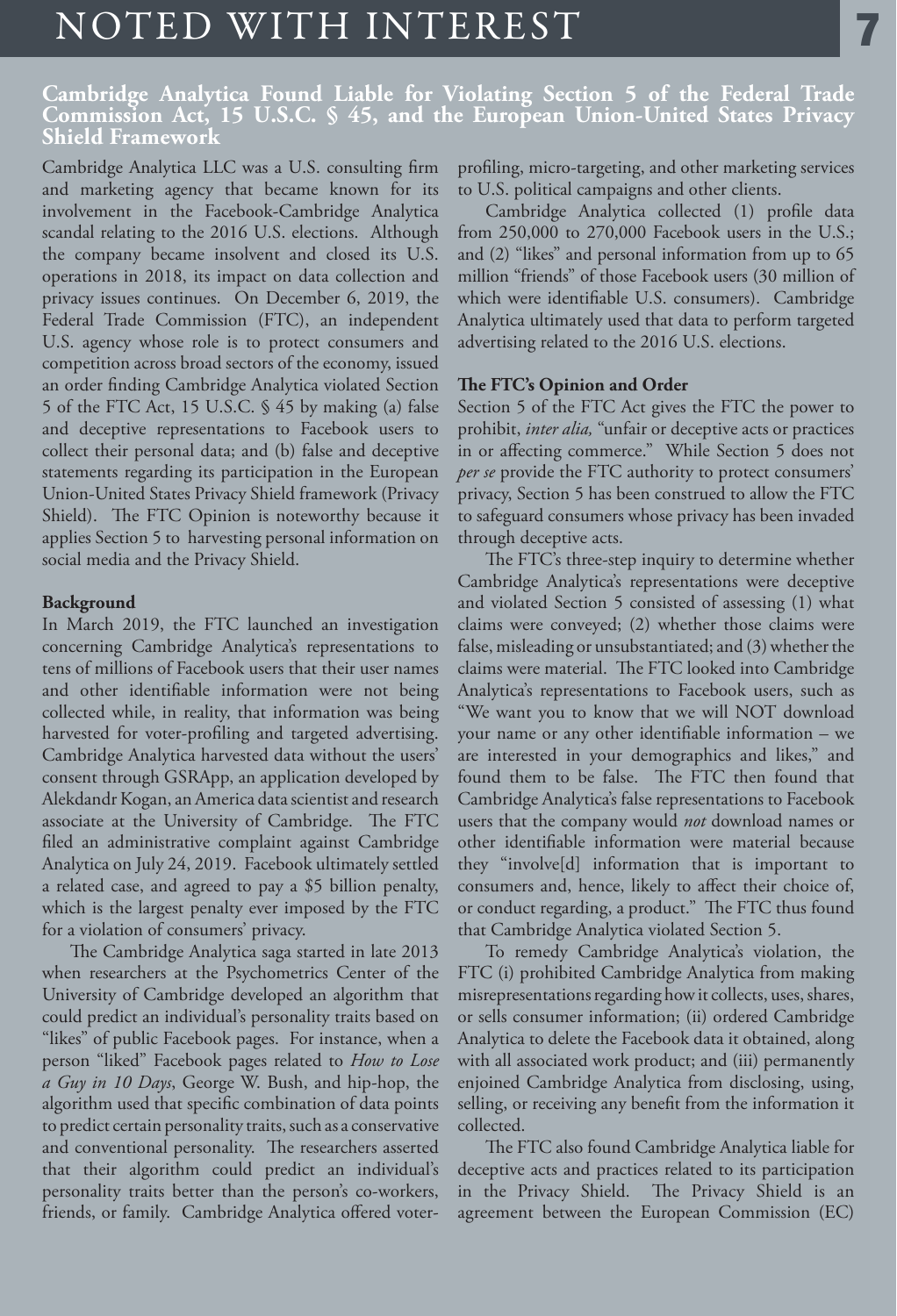## Cambridge Analytica Found Liable for Violating Section 5 of the Federal Trade Commission Act, 15 U.S.C. § 45, and the European Union-United States Privacy Shield Framework

Cambridge Analytica LLC was a U.S. consulting firm and marketing agency that became known for its involvement in the Facebook-Cambridge Analytica scandal relating to the 2016 U.S. elections. Although the company became insolvent and closed its U.S. operations in 2018, its impact on data collection and privacy issues continues. On December 6, 2019, the Federal Trade Commission (FTC), an independent U.S. agency whose role is to protect consumers and competition across broad sectors of the economy, issued an order finding Cambridge Analytica violated Section 5 of the FTC Act, 15 U.S.C. § 45 by making (a) false and deceptive representations to Facebook users to collect their personal data; and (b) false and deceptive statements regarding its participation in the European Union-United States Privacy Shield framework (Privacy Shield). The FTC Opinion is noteworthy because it applies Section 5 to harvesting personal information on social media and the Privacy Shield.

**Background**

In March 2019, the FTC launched an investigation concerning Cambridge Analytica's representations to tens of millions of Facebook users that their user names and other identifiable information were not being collected while, in reality, that information was being harvested for voter-profiling and targeted advertising. Cambridge Analytica harvested data without the users' consent through GSRApp, an application developed by Alekdandr Kogan, an America data scientist and research associate at the University of Cambridge. The FTC filed an administrative complaint against Cambridge Analytica on July 24, 2019. Facebook ultimately settled a related case, and agreed to pay a $5 billion penalty, which is the largest penalty ever imposed by the FTC for a violation of consumers' privacy.

The Cambridge Analytica saga started in late 2013 when researchers at the Psychometrics Center of the University of Cambridge developed an algorithm that could predict an individual's personality traits based on "likes" of public Facebook pages. For instance, when a person "liked" Facebook pages related to *How to Lose a Guy in 10 Days*, George W. Bush, and hip-hop, the algorithm used that specific combination of data points to predict certain personality traits, such as a conservative and conventional personality. The researchers asserted that their algorithm could predict an individual's personality traits better than the person's co-workers, friends, or family. Cambridge Analytica offered voter-profiling, micro-targeting, and other marketing services to U.S. political campaigns and other clients.

Cambridge Analytica collected (1) profile data from 250,000 to 270,000 Facebook users in the U.S.; and (2) "likes" and personal information from up to 65 million "friends" of those Facebook users (30 million of which were identifiable U.S. consumers). Cambridge Analytica ultimately used that data to perform targeted advertising related to the 2016 U.S. elections.

**The FTC's Opinion and Order**

Section 5 of the FTC Act gives the FTC the power to prohibit, *inter alia,* "unfair or deceptive acts or practices in or affecting commerce." While Section 5 does not *per se* provide the FTC authority to protect consumers' privacy, Section 5 has been construed to allow the FTC to safeguard consumers whose privacy has been invaded through deceptive acts.

The FTC's three-step inquiry to determine whether Cambridge Analytica's representations were deceptive and violated Section 5 consisted of assessing (1) what claims were conveyed; (2) whether those claims were false, misleading or unsubstantiated; and (3) whether the claims were material. The FTC looked into Cambridge Analytica's representations to Facebook users, such as "We want you to know that we will NOT download your name or any other identifiable information – we are interested in your demographics and likes," and found them to be false. The FTC then found that Cambridge Analytica's false representations to Facebook users that the company would *not* download names or other identifiable information were material because they "involve[d] information that is important to consumers and, hence, likely to affect their choice of, or conduct regarding, a product." The FTC thus found that Cambridge Analytica violated Section 5.

To remedy Cambridge Analytica's violation, the FTC (i) prohibited Cambridge Analytica from making misrepresentations regarding how it collects, uses, shares, or sells consumer information; (ii) ordered Cambridge Analytica to delete the Facebook data it obtained, along with all associated work product; and (iii) permanently enjoined Cambridge Analytica from disclosing, using, selling, or receiving any benefit from the information it collected.

The FTC also found Cambridge Analytica liable for deceptive acts and practices related to its participation in the Privacy Shield. The Privacy Shield is an agreement between the European Commission (EC)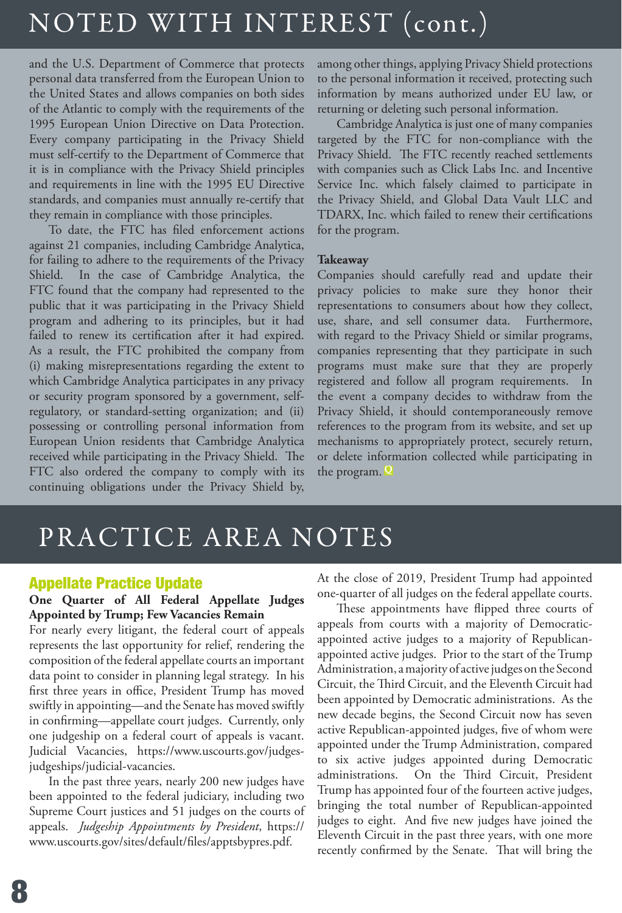## NOTED WITH INTEREST (cont.)

and the U.S. Department of Commerce that protects personal data transferred from the European Union to the United States and allows companies on both sides of the Atlantic to comply with the requirements of the 1995 European Union Directive on Data Protection. Every company participating in the Privacy Shield must self-certify to the Department of Commerce that it is in compliance with the Privacy Shield principles and requirements in line with the 1995 EU Directive standards, and companies must annually re-certify that they remain in compliance with those principles.

To date, the FTC has filed enforcement actions against 21 companies, including Cambridge Analytica, for failing to adhere to the requirements of the Privacy Shield. In the case of Cambridge Analytica, the FTC found that the company had represented to the public that it was participating in the Privacy Shield program and adhering to its principles, but it had failed to renew its certification after it had expired. As a result, the FTC prohibited the company from (i) making misrepresentations regarding the extent to which Cambridge Analytica participates in any privacy or security program sponsored by a government, self-regulatory, or standard-setting organization; and (ii) possessing or controlling personal information from European Union residents that Cambridge Analytica received while participating in the Privacy Shield. The FTC also ordered the company to comply with its continuing obligations under the Privacy Shield by, among other things, applying Privacy Shield protections to the personal information it received, protecting such information by means authorized under EU law, or returning or deleting such personal information.

Cambridge Analytica is just one of many companies targeted by the FTC for non-compliance with the Privacy Shield. The FTC recently reached settlements with companies such as Click Labs Inc. and Incentive Service Inc. which falsely claimed to participate in the Privacy Shield, and Global Data Vault LLC and TDARX, Inc. which failed to renew their certifications for the program.

**Takeaway**

Companies should carefully read and update their privacy policies to make sure they honor their representations to consumers about how they collect, use, share, and sell consumer data. Furthermore, with regard to the Privacy Shield or similar programs, companies representing that they participate in such programs must make sure that they are properly registered and follow all program requirements. In the event a company decides to withdraw from the Privacy Shield, it should contemporaneously remove references to the program from its website, and set up mechanisms to appropriately protect, securely return, or delete information collected while participating in the program.

## PRACTICE AREA NOTES

### Appellate Practice Update

**One Quarter of All Federal Appellate Judges Appointed by Trump; Few Vacancies Remain**

For nearly every litigant, the federal court of appeals represents the last opportunity for relief, rendering the composition of the federal appellate courts an important data point to consider in planning legal strategy. In his first three years in office, President Trump has moved swiftly in appointing—and the Senate has moved swiftly in confirming—appellate court judges. Currently, only one judgeship on a federal court of appeals is vacant. Judicial Vacancies, https://www.uscourts.gov/judges-judgeships/judicial-vacancies.

In the past three years, nearly 200 new judges have been appointed to the federal judiciary, including two Supreme Court justices and 51 judges on the courts of appeals. *Judgeship Appointments by President*, https://www.uscourts.gov/sites/default/files/apptsbypres.pdf. At the close of 2019, President Trump had appointed one-quarter of all judges on the federal appellate courts.

These appointments have flipped three courts of appeals from courts with a majority of Democratic-appointed active judges to a majority of Republican-appointed active judges. Prior to the start of the Trump Administration, a majority of active judges on the Second Circuit, the Third Circuit, and the Eleventh Circuit had been appointed by Democratic administrations. As the new decade begins, the Second Circuit now has seven active Republican-appointed judges, five of whom were appointed under the Trump Administration, compared to six active judges appointed during Democratic administrations. On the Third Circuit, President Trump has appointed four of the fourteen active judges, bringing the total number of Republican-appointed judges to eight. And five new judges have joined the Eleventh Circuit in the past three years, with one more recently confirmed by the Senate. That will bring the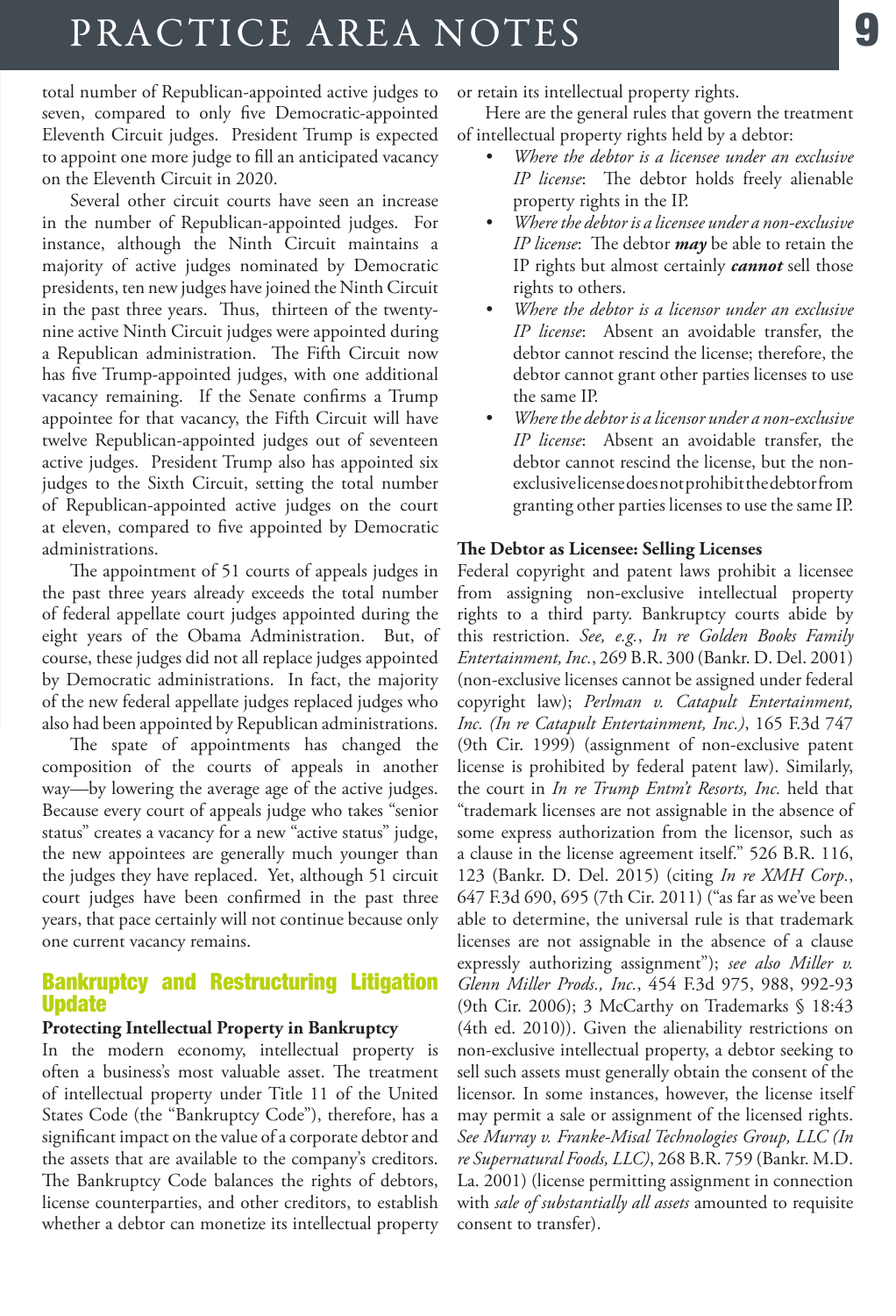total number of Republican-appointed active judges to seven, compared to only five Democratic-appointed Eleventh Circuit judges. President Trump is expected to appoint one more judge to fill an anticipated vacancy on the Eleventh Circuit in 2020.

Several other circuit courts have seen an increase in the number of Republican-appointed judges. For instance, although the Ninth Circuit maintains a majority of active judges nominated by Democratic presidents, ten new judges have joined the Ninth Circuit in the past three years. Thus, thirteen of the twenty-nine active Ninth Circuit judges were appointed during a Republican administration. The Fifth Circuit now has five Trump-appointed judges, with one additional vacancy remaining. If the Senate confirms a Trump appointee for that vacancy, the Fifth Circuit will have twelve Republican-appointed judges out of seventeen active judges. President Trump also has appointed six judges to the Sixth Circuit, setting the total number of Republican-appointed active judges on the court at eleven, compared to five appointed by Democratic administrations.

The appointment of 51 courts of appeals judges in the past three years already exceeds the total number of federal appellate court judges appointed during the eight years of the Obama Administration. But, of course, these judges did not all replace judges appointed by Democratic administrations. In fact, the majority of the new federal appellate judges replaced judges who also had been appointed by Republican administrations.

The spate of appointments has changed the composition of the courts of appeals in another way—by lowering the average age of the active judges. Because every court of appeals judge who takes "senior status" creates a vacancy for a new "active status" judge, the new appointees are generally much younger than the judges they have replaced. Yet, although 51 circuit court judges have been confirmed in the past three years, that pace certainly will not continue because only one current vacancy remains.

## Bankruptcy and Restructuring Litigation Update

### Protecting Intellectual Property in Bankruptcy

In the modern economy, intellectual property is often a business's most valuable asset. The treatment of intellectual property under Title 11 of the United States Code (the "Bankruptcy Code"), therefore, has a significant impact on the value of a corporate debtor and the assets that are available to the company's creditors. The Bankruptcy Code balances the rights of debtors, license counterparties, and other creditors, to establish whether a debtor can monetize its intellectual property or retain its intellectual property rights.

Here are the general rules that govern the treatment of intellectual property rights held by a debtor:

- *Where the debtor is a licensee under an exclusive IP license*: The debtor holds freely alienable property rights in the IP.
- *Where the debtor is a licensee under a non-exclusive IP license*: The debtor ***may*** be able to retain the IP rights but almost certainly ***cannot*** sell those rights to others.
- *Where the debtor is a licensor under an exclusive IP license*: Absent an avoidable transfer, the debtor cannot rescind the license; therefore, the debtor cannot grant other parties licenses to use the same IP.
- *Where the debtor is a licensor under a non-exclusive IP license*: Absent an avoidable transfer, the debtor cannot rescind the license, but the non-exclusive license does not prohibit the debtor from granting other parties licenses to use the same IP.

### The Debtor as Licensee: Selling Licenses

Federal copyright and patent laws prohibit a licensee from assigning non-exclusive intellectual property rights to a third party. Bankruptcy courts abide by this restriction. *See, e.g.*, *In re Golden Books Family Entertainment, Inc.*, 269 B.R. 300 (Bankr. D. Del. 2001) (non-exclusive licenses cannot be assigned under federal copyright law); *Perlman v. Catapult Entertainment, Inc. (In re Catapult Entertainment, Inc.)*, 165 F.3d 747 (9th Cir. 1999) (assignment of non-exclusive patent license is prohibited by federal patent law). Similarly, the court in *In re Trump Entm't Resorts, Inc.* held that "trademark licenses are not assignable in the absence of some express authorization from the licensor, such as a clause in the license agreement itself." 526 B.R. 116, 123 (Bankr. D. Del. 2015) (citing *In re XMH Corp.*, 647 F.3d 690, 695 (7th Cir. 2011) ("as far as we've been able to determine, the universal rule is that trademark licenses are not assignable in the absence of a clause expressly authorizing assignment"); *see also Miller v. Glenn Miller Prods., Inc.*, 454 F.3d 975, 988, 992-93 (9th Cir. 2006); 3 McCarthy on Trademarks § 18:43 (4th ed. 2010)). Given the alienability restrictions on non-exclusive intellectual property, a debtor seeking to sell such assets must generally obtain the consent of the licensor. In some instances, however, the license itself may permit a sale or assignment of the licensed rights. *See Murray v. Franke-Misal Technologies Group, LLC (In re Supernatural Foods, LLC)*, 268 B.R. 759 (Bankr. M.D. La. 2001) (license permitting assignment in connection with *sale of substantially all assets* amounted to requisite consent to transfer).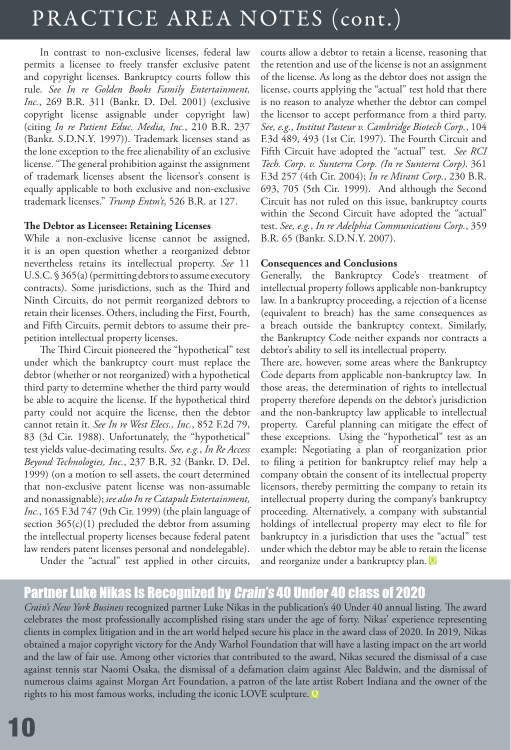# PRACTICE AREA NOTES (cont.)

In contrast to non-exclusive licenses, federal law permits a licensee to freely transfer exclusive patent and copyright licenses. Bankruptcy courts follow this rule. *See In re Golden Books Family Entertainment, Inc.*, 269 B.R. 311 (Bankr. D. Del. 2001) (exclusive copyright license assignable under copyright law) (citing *In re Patient Educ. Media, Inc.*, 210 B.R. 237 (Bankr. S.D.N.Y. 1997)). Trademark licenses stand as the lone exception to the free alienability of an exclusive license. "The general prohibition against the assignment of trademark licenses absent the licensor's consent is equally applicable to both exclusive and non-exclusive trademark licenses." *Trump Entm't*, 526 B.R. at 127.

**The Debtor as Licensee: Retaining Licenses**

While a non-exclusive license cannot be assigned, it is an open question whether a reorganized debtor nevertheless retains its intellectual property. *See* 11 U.S.C. § 365(a) (permitting debtors to assume executory contracts). Some jurisdictions, such as the Third and Ninth Circuits, do not permit reorganized debtors to retain their licenses. Others, including the First, Fourth, and Fifth Circuits, permit debtors to assume their pre-petition intellectual property licenses.

The Third Circuit pioneered the "hypothetical" test under which the bankruptcy court must replace the debtor (whether or not reorganized) with a hypothetical third party to determine whether the third party would be able to acquire the license. If the hypothetical third party could not acquire the license, then the debtor cannot retain it. *See In re West Elecs., Inc.*, 852 F.2d 79, 83 (3d Cir. 1988). Unfortunately, the "hypothetical" test yields value-decimating results. *See, e.g.*, *In Re Access Beyond Technologies, Inc.*, 237 B.R. 32 (Bankr. D. Del. 1999) (on a motion to sell assets, the court determined that non-exclusive patent license was non-assumable and nonassignable); *see also In re Catapult Entertainment, Inc.*, 165 F.3d 747 (9th Cir. 1999) (the plain language of section 365(c)(1) precluded the debtor from assuming the intellectual property licenses because federal patent law renders patent licenses personal and nondelegable).

Under the "actual" test applied in other circuits, courts allow a debtor to retain a license, reasoning that the retention and use of the license is not an assignment of the license. As long as the debtor does not assign the license, courts applying the "actual" test hold that there is no reason to analyze whether the debtor can compel the licensor to accept performance from a third party. *See, e.g.*, *Institut Pasteur v. Cambridge Biotech Corp.*, 104 F.3d 489, 493 (1st Cir. 1997). The Fourth Circuit and Fifth Circuit have adopted the "actual" test. *See RCI Tech. Corp. v. Sunterra Corp. (In re Sunterra Corp)*. 361 F.3d 257 (4th Cir. 2004); *In re Mirant Corp.*, 230 B.R. 693, 705 (5th Cir. 1999). And although the Second Circuit has not ruled on this issue, bankruptcy courts within the Second Circuit have adopted the "actual" test. *See, e.g.*, *In re Adelphia Communications Corp.*, 359 B.R. 65 (Bankr. S.D.N.Y. 2007).

**Consequences and Conclusions**

Generally, the Bankruptcy Code's treatment of intellectual property follows applicable non-bankruptcy law. In a bankruptcy proceeding, a rejection of a license (equivalent to breach) has the same consequences as a breach outside the bankruptcy context. Similarly, the Bankruptcy Code neither expands nor contracts a debtor's ability to sell its intellectual property.

There are, however, some areas where the Bankruptcy Code departs from applicable non-bankruptcy law. In those areas, the determination of rights to intellectual property therefore depends on the debtor's jurisdiction and the non-bankruptcy law applicable to intellectual property. Careful planning can mitigate the effect of these exceptions. Using the "hypothetical" test as an example: Negotiating a plan of reorganization prior to filing a petition for bankruptcy relief may help a company obtain the consent of its intellectual property licensors, thereby permitting the company to retain its intellectual property during the company's bankruptcy proceeding. Alternatively, a company with substantial holdings of intellectual property may elect to file for bankruptcy in a jurisdiction that uses the "actual" test under which the debtor may be able to retain the license and reorganize under a bankruptcy plan. Q

## Partner Luke Nikas Is Recognized by *Crain's* 40 Under 40 class of 2020

*Crain's New York Business* recognized partner Luke Nikas in the publication's 40 Under 40 annual listing. The award celebrates the most professionally accomplished rising stars under the age of forty. Nikas' experience representing clients in complex litigation and in the art world helped secure his place in the award class of 2020. In 2019, Nikas obtained a major copyright victory for the Andy Warhol Foundation that will have a lasting impact on the art world and the law of fair use. Among other victories that contributed to the award, Nikas secured the dismissal of a case against tennis star Naomi Osaka, the dismissal of a defamation claim against Alec Baldwin, and the dismissal of numerous claims against Morgan Art Foundation, a patron of the late artist Robert Indiana and the owner of the rights to his most famous works, including the iconic LOVE sculpture. Q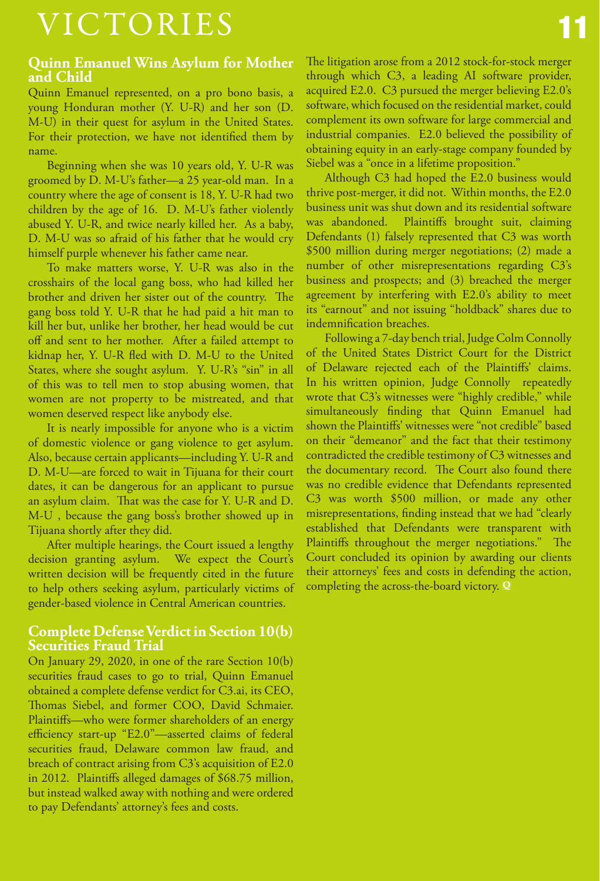# VICTORIES

## Quinn Emanuel Wins Asylum for Mother and Child

Quinn Emanuel represented, on a pro bono basis, a young Honduran mother (Y. U-R) and her son (D. M-U) in their quest for asylum in the United States. For their protection, we have not identified them by name.

Beginning when she was 10 years old, Y. U-R was groomed by D. M-U's father—a 25 year-old man. In a country where the age of consent is 18, Y. U-R had two children by the age of 16. D. M-U's father violently abused Y. U-R, and twice nearly killed her. As a baby, D. M-U was so afraid of his father that he would cry himself purple whenever his father came near.

To make matters worse, Y. U-R was also in the crosshairs of the local gang boss, who had killed her brother and driven her sister out of the country. The gang boss told Y. U-R that he had paid a hit man to kill her but, unlike her brother, her head would be cut off and sent to her mother. After a failed attempt to kidnap her, Y. U-R fled with D. M-U to the United States, where she sought asylum. Y. U-R's "sin" in all of this was to tell men to stop abusing women, that women are not property to be mistreated, and that women deserved respect like anybody else.

It is nearly impossible for anyone who is a victim of domestic violence or gang violence to get asylum. Also, because certain applicants—including Y. U-R and D. M-U—are forced to wait in Tijuana for their court dates, it can be dangerous for an applicant to pursue an asylum claim. That was the case for Y. U-R and D. M-U , because the gang boss's brother showed up in Tijuana shortly after they did.

After multiple hearings, the Court issued a lengthy decision granting asylum. We expect the Court's written decision will be frequently cited in the future to help others seeking asylum, particularly victims of gender-based violence in Central American countries.

## Complete Defense Verdict in Section 10(b) Securities Fraud Trial

On January 29, 2020, in one of the rare Section 10(b) securities fraud cases to go to trial, Quinn Emanuel obtained a complete defense verdict for C3.ai, its CEO, Thomas Siebel, and former COO, David Schmaier. Plaintiffs—who were former shareholders of an energy efficiency start-up "E2.0"—asserted claims of federal securities fraud, Delaware common law fraud, and breach of contract arising from C3's acquisition of E2.0 in 2012. Plaintiffs alleged damages of $68.75 million, but instead walked away with nothing and were ordered to pay Defendants' attorney's fees and costs.

The litigation arose from a 2012 stock-for-stock merger through which C3, a leading AI software provider, acquired E2.0. C3 pursued the merger believing E2.0's software, which focused on the residential market, could complement its own software for large commercial and industrial companies. E2.0 believed the possibility of obtaining equity in an early-stage company founded by Siebel was a "once in a lifetime proposition."

Although C3 had hoped the E2.0 business would thrive post-merger, it did not. Within months, the E2.0 business unit was shut down and its residential software was abandoned. Plaintiffs brought suit, claiming Defendants (1) falsely represented that C3 was worth $500 million during merger negotiations; (2) made a number of other misrepresentations regarding C3's business and prospects; and (3) breached the merger agreement by interfering with E2.0's ability to meet its "earnout" and not issuing "holdback" shares due to indemnification breaches.

Following a 7-day bench trial, Judge Colm Connolly of the United States District Court for the District of Delaware rejected each of the Plaintiffs' claims. In his written opinion, Judge Connolly repeatedly wrote that C3's witnesses were "highly credible," while simultaneously finding that Quinn Emanuel had shown the Plaintiffs' witnesses were "not credible" based on their "demeanor" and the fact that their testimony contradicted the credible testimony of C3 witnesses and the documentary record. The Court also found there was no credible evidence that Defendants represented C3 was worth $500 million, or made any other misrepresentations, finding instead that we had "clearly established that Defendants were transparent with Plaintiffs throughout the merger negotiations." The Court concluded its opinion by awarding our clients their attorneys' fees and costs in defending the action, completing the across-the-board victory. Q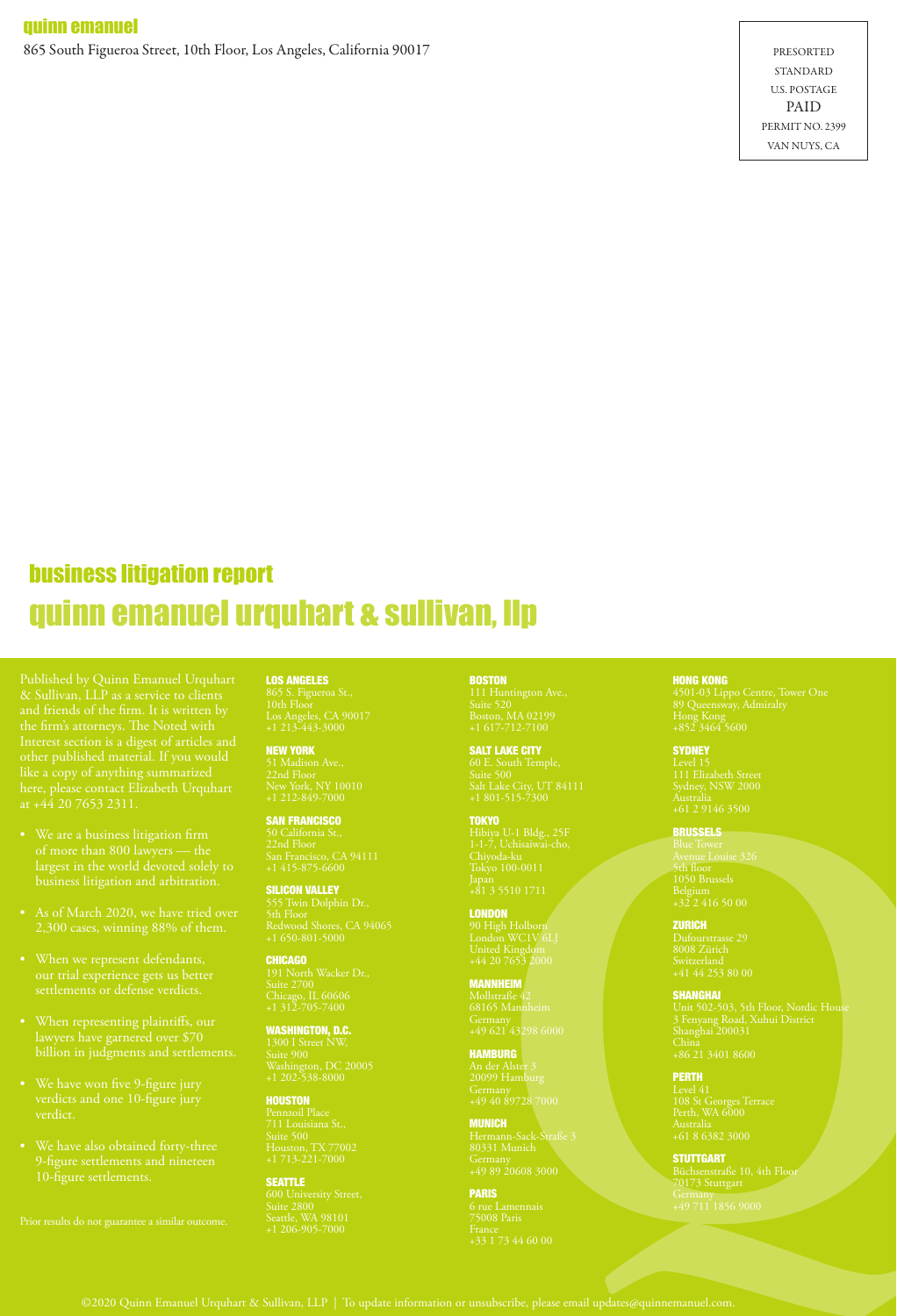quinn emanuel

865 South Figueroa Street, 10th Floor, Los Angeles, California 90017

PRESORTED
STANDARD
U.S. POSTAGE
PAID
PERMIT NO. 2399
VAN NUYS, CA

# business litigation report

# quinn emanuel urquhart & sullivan, llp

Published by Quinn Emanuel Urquhart & Sullivan, LLP as a service to clients and friends of the firm. It is written by the firm's attorneys. The Noted with Interest section is a digest of articles and other published material. If you would like a copy of anything summarized here, please contact Elizabeth Urquhart at +44 20 7653 2311.

- We are a business litigation firm of more than 800 lawyers — the largest in the world devoted solely to business litigation and arbitration.
- As of March 2020, we have tried over 2,300 cases, winning 88% of them.
- When we represent defendants, our trial experience gets us better settlements or defense verdicts.
- When representing plaintiffs, our lawyers have garnered over $70 billion in judgments and settlements.
- We have won five 9-figure jury verdicts and one 10-figure jury verdict.
- We have also obtained forty-three 9-figure settlements and nineteen 10-figure settlements.

Prior results do not guarantee a similar outcome.

**LOS ANGELES**
865 S. Figueroa St.,
10th Floor
Los Angeles, CA 90017
+1 213-443-3000

**NEW YORK**
51 Madison Ave.,
22nd Floor
New York, NY 10010
+1 212-849-7000

**SAN FRANCISCO**
50 California St.,
22nd Floor
San Francisco, CA 94111
+1 415-875-6600

**SILICON VALLEY**
555 Twin Dolphin Dr.,
5th Floor
Redwood Shores, CA 94065
+1 650-801-5000

**CHICAGO**
191 North Wacker Dr.,
Suite 2700
Chicago, IL 60606
+1 312-705-7400

**WASHINGTON, D.C.**
1300 I Street NW,
Suite 900
Washington, DC 20005
+1 202-538-8000

**HOUSTON**
Pennzoil Place
711 Louisiana St.,
Suite 500
Houston, TX 77002
+1 713-221-7000

**SEATTLE**
600 University Street,
Suite 2800
Seattle, WA 98101
+1 206-905-7000

**BOSTON**
111 Huntington Ave.,
Suite 520
Boston, MA 02199
+1 617-712-7100

**SALT LAKE CITY**
60 E. South Temple,
Suite 500
Salt Lake City, UT 84111
+1 801-515-7300

**TOKYO**
Hibiya U-1 Bldg., 25F
1-1-7, Uchisaiwai-cho,
Chiyoda-ku
Tokyo 100-0011
Japan
+81 3 5510 1711

**LONDON**
90 High Holborn
London WC1V 6LJ
United Kingdom
+44 20 7653 2000

**MANNHEIM**
Mollstraße 42
68165 Mannheim
Germany
+49 621 43298 6000

**HAMBURG**
An der Alster 3
20099 Hamburg
Germany
+49 40 89728 7000

**MUNICH**
Hermann-Sack-Straße 3
80331 Munich
Germany
+49 89 20608 3000

**PARIS**
6 rue Lamennais
75008 Paris
France
+33 1 73 44 60 00

**HONG KONG**
4501-03 Lippo Centre, Tower One
89 Queensway, Admiralty
Hong Kong
+852 3464 5600

**SYDNEY**
Level 15
111 Elizabeth Street
Sydney, NSW 2000
Australia
+61 2 9146 3500

**BRUSSELS**
Blue Tower
Avenue Louise 326
5th floor
1050 Brussels
Belgium
+32 2 416 50 00

**ZURICH**
Dufourstrasse 29
8008 Zürich
Switzerland
+41 44 253 80 00

**SHANGHAI**
Unit 502-503, 5th Floor, Nordic House
3 Fenyang Road, Xuhui District
Shanghai 200031
China
+86 21 3401 8600

**PERTH**
Level 41
108 St Georges Terrace
Perth, WA 6000
Australia
+61 8 6382 3000

**STUTTGART**
Büchsenstraße 10, 4th Floor
70173 Stuttgart
Germany
+49 711 1856 9000

©2020 Quinn Emanuel Urquhart & Sullivan, LLP | To update information or unsubscribe, please email updates@quinnemanuel.com.